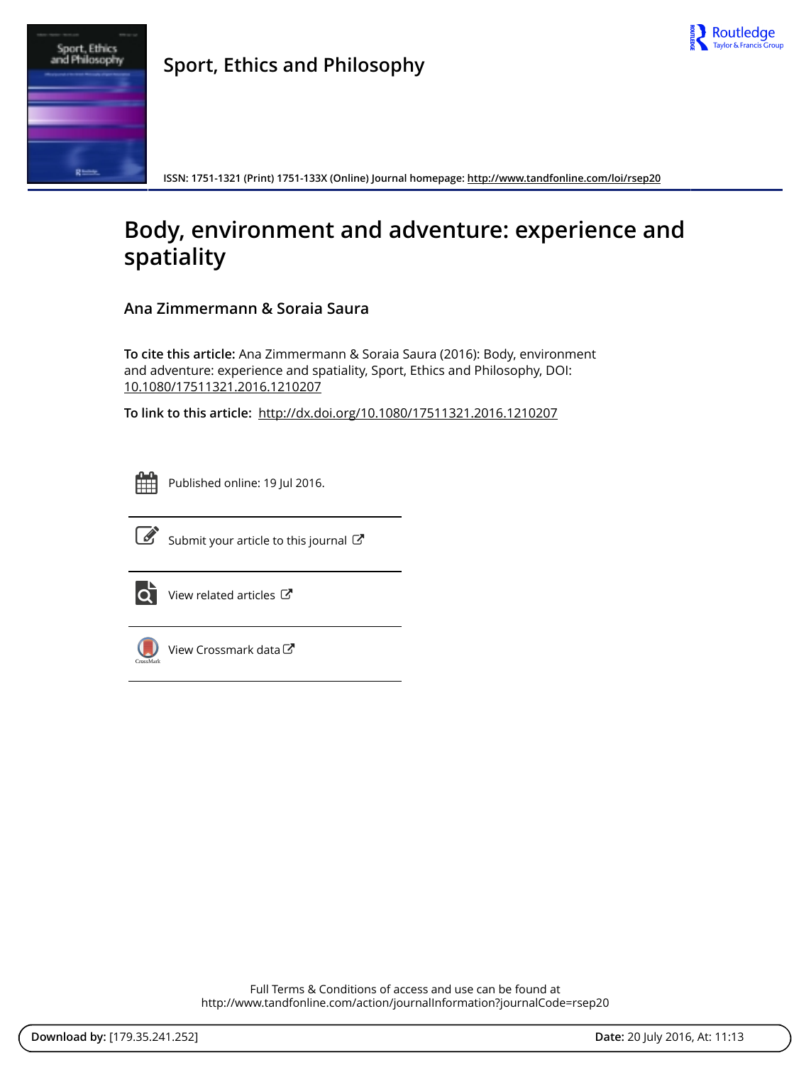# Sport, Ethics and Philosophy

ISSN: 1751-1321 (Print) 1751-133X (Online) Journal homepage: http://www.tandfonline.com/loi/rsep20

# Body, environment and adventure: experience and spatiality

**Ana Zimmermann & Soraia Saura**

**To cite this article:** Ana Zimmermann & Soraia Saura (2016): Body, environment and adventure: experience and spatiality, Sport, Ethics and Philosophy, DOI: 10.1080/17511321.2016.1210207

**To link to this article:** http://dx.doi.org/10.1080/17511321.2016.1210207

Published online: 19 Jul 2016.

Submit your article to this journal

View related articles

View Crossmark data

Full Terms & Conditions of access and use can be found at
http://www.tandfonline.com/action/journalInformation?journalCode=rsep20

**Download by:** [179.35.241.252] **Date:** 20 July 2016, At: 11:13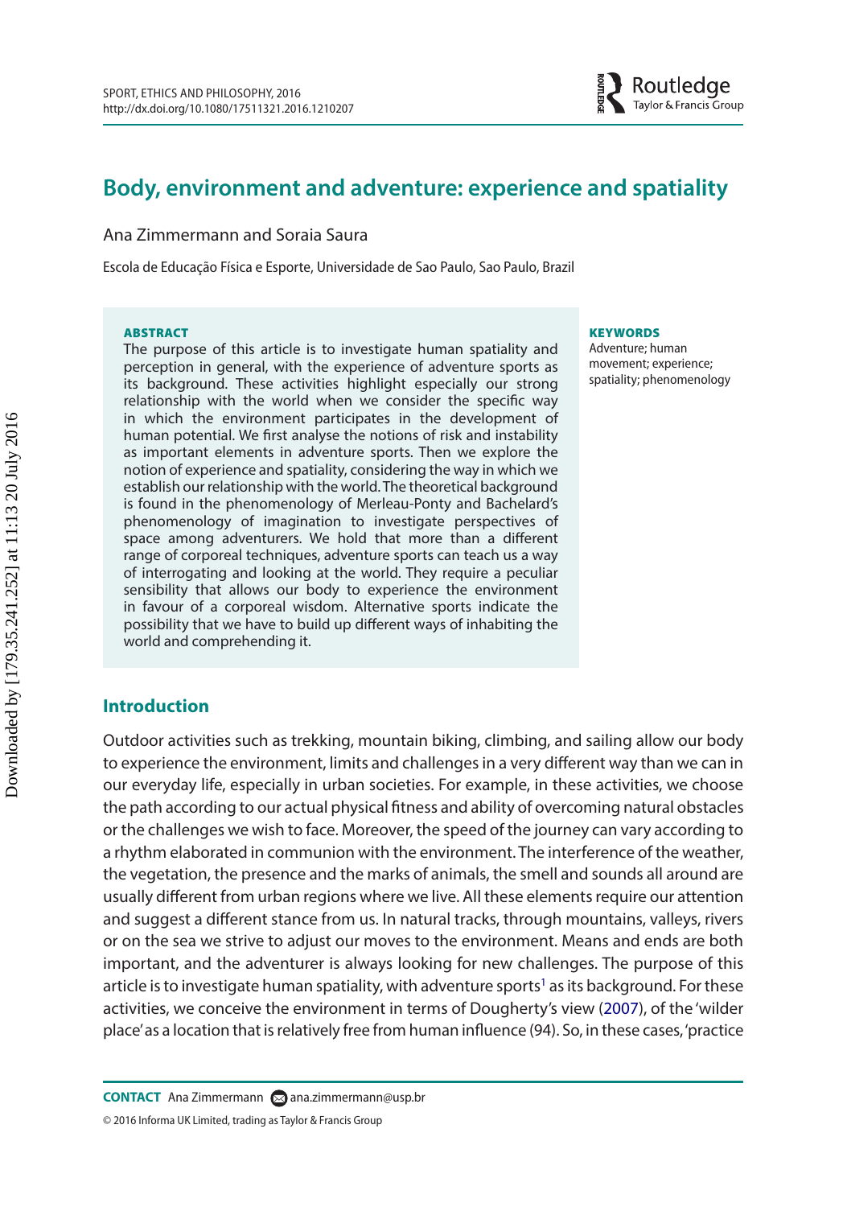# Body, environment and adventure: experience and spatiality

Ana Zimmermann and Soraia Saura

Escola de Educação Física e Esporte, Universidade de Sao Paulo, Sao Paulo, Brazil

**ABSTRACT**

The purpose of this article is to investigate human spatiality and perception in general, with the experience of adventure sports as its background. These activities highlight especially our strong relationship with the world when we consider the specific way in which the environment participates in the development of human potential. We first analyse the notions of risk and instability as important elements in adventure sports. Then we explore the notion of experience and spatiality, considering the way in which we establish our relationship with the world. The theoretical background is found in the phenomenology of Merleau-Ponty and Bachelard's phenomenology of imagination to investigate perspectives of space among adventurers. We hold that more than a different range of corporeal techniques, adventure sports can teach us a way of interrogating and looking at the world. They require a peculiar sensibility that allows our body to experience the environment in favour of a corporeal wisdom. Alternative sports indicate the possibility that we have to build up different ways of inhabiting the world and comprehending it.

**KEYWORDS**

Adventure; human movement; experience; spatiality; phenomenology

## Introduction

Outdoor activities such as trekking, mountain biking, climbing, and sailing allow our body to experience the environment, limits and challenges in a very different way than we can in our everyday life, especially in urban societies. For example, in these activities, we choose the path according to our actual physical fitness and ability of overcoming natural obstacles or the challenges we wish to face. Moreover, the speed of the journey can vary according to a rhythm elaborated in communion with the environment. The interference of the weather, the vegetation, the presence and the marks of animals, the smell and sounds all around are usually different from urban regions where we live. All these elements require our attention and suggest a different stance from us. In natural tracks, through mountains, valleys, rivers or on the sea we strive to adjust our moves to the environment. Means and ends are both important, and the adventurer is always looking for new challenges. The purpose of this article is to investigate human spatiality, with adventure sports[1] as its background. For these activities, we conceive the environment in terms of Dougherty's view (2007), of the 'wilder place' as a location that is relatively free from human influence (94). So, in these cases, 'practice

**CONTACT** Ana Zimmermann ana.zimmermann@usp.br

© 2016 Informa UK Limited, trading as Taylor & Francis Group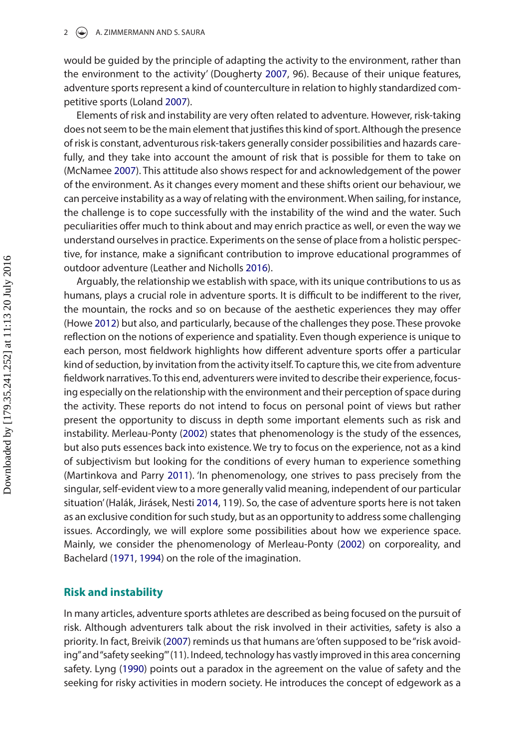would be guided by the principle of adapting the activity to the environment, rather than the environment to the activity' (Dougherty 2007, 96). Because of their unique features, adventure sports represent a kind of counterculture in relation to highly standardized competitive sports (Loland 2007).

Elements of risk and instability are very often related to adventure. However, risk-taking does not seem to be the main element that justifies this kind of sport. Although the presence of risk is constant, adventurous risk-takers generally consider possibilities and hazards carefully, and they take into account the amount of risk that is possible for them to take on (McNamee 2007). This attitude also shows respect for and acknowledgement of the power of the environment. As it changes every moment and these shifts orient our behaviour, we can perceive instability as a way of relating with the environment. When sailing, for instance, the challenge is to cope successfully with the instability of the wind and the water. Such peculiarities offer much to think about and may enrich practice as well, or even the way we understand ourselves in practice. Experiments on the sense of place from a holistic perspective, for instance, make a significant contribution to improve educational programmes of outdoor adventure (Leather and Nicholls 2016).

Arguably, the relationship we establish with space, with its unique contributions to us as humans, plays a crucial role in adventure sports. It is difficult to be indifferent to the river, the mountain, the rocks and so on because of the aesthetic experiences they may offer (Howe 2012) but also, and particularly, because of the challenges they pose. These provoke reflection on the notions of experience and spatiality. Even though experience is unique to each person, most fieldwork highlights how different adventure sports offer a particular kind of seduction, by invitation from the activity itself. To capture this, we cite from adventure fieldwork narratives. To this end, adventurers were invited to describe their experience, focusing especially on the relationship with the environment and their perception of space during the activity. These reports do not intend to focus on personal point of views but rather present the opportunity to discuss in depth some important elements such as risk and instability. Merleau-Ponty (2002) states that phenomenology is the study of the essences, but also puts essences back into existence. We try to focus on the experience, not as a kind of subjectivism but looking for the conditions of every human to experience something (Martinkova and Parry 2011). 'In phenomenology, one strives to pass precisely from the singular, self-evident view to a more generally valid meaning, independent of our particular situation' (Halák, Jirásek, Nesti 2014, 119). So, the case of adventure sports here is not taken as an exclusive condition for such study, but as an opportunity to address some challenging issues. Accordingly, we will explore some possibilities about how we experience space. Mainly, we consider the phenomenology of Merleau-Ponty (2002) on corporeality, and Bachelard (1971, 1994) on the role of the imagination.

## Risk and instability

In many articles, adventure sports athletes are described as being focused on the pursuit of risk. Although adventurers talk about the risk involved in their activities, safety is also a priority. In fact, Breivik (2007) reminds us that humans are 'often supposed to be "risk avoiding" and "safety seeking"' (11). Indeed, technology has vastly improved in this area concerning safety. Lyng (1990) points out a paradox in the agreement on the value of safety and the seeking for risky activities in modern society. He introduces the concept of edgework as a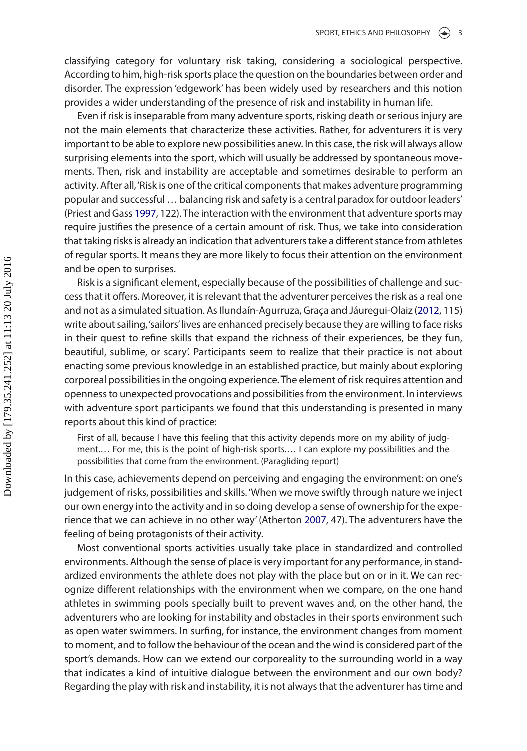classifying category for voluntary risk taking, considering a sociological perspective. According to him, high-risk sports place the question on the boundaries between order and disorder. The expression 'edgework' has been widely used by researchers and this notion provides a wider understanding of the presence of risk and instability in human life.

Even if risk is inseparable from many adventure sports, risking death or serious injury are not the main elements that characterize these activities. Rather, for adventurers it is very important to be able to explore new possibilities anew. In this case, the risk will always allow surprising elements into the sport, which will usually be addressed by spontaneous movements. Then, risk and instability are acceptable and sometimes desirable to perform an activity. After all, 'Risk is one of the critical components that makes adventure programming popular and successful … balancing risk and safety is a central paradox for outdoor leaders' (Priest and Gass 1997, 122). The interaction with the environment that adventure sports may require justifies the presence of a certain amount of risk. Thus, we take into consideration that taking risks is already an indication that adventurers take a different stance from athletes of regular sports. It means they are more likely to focus their attention on the environment and be open to surprises.

Risk is a significant element, especially because of the possibilities of challenge and success that it offers. Moreover, it is relevant that the adventurer perceives the risk as a real one and not as a simulated situation. As Ilundaín-Agurruza, Graça and Jáuregui-Olaiz (2012, 115) write about sailing, 'sailors' lives are enhanced precisely because they are willing to face risks in their quest to refine skills that expand the richness of their experiences, be they fun, beautiful, sublime, or scary'. Participants seem to realize that their practice is not about enacting some previous knowledge in an established practice, but mainly about exploring corporeal possibilities in the ongoing experience. The element of risk requires attention and openness to unexpected provocations and possibilities from the environment. In interviews with adventure sport participants we found that this understanding is presented in many reports about this kind of practice:

> First of all, because I have this feeling that this activity depends more on my ability of judgment.… For me, this is the point of high-risk sports.… I can explore my possibilities and the possibilities that come from the environment. (Paragliding report)

In this case, achievements depend on perceiving and engaging the environment: on one's judgement of risks, possibilities and skills. 'When we move swiftly through nature we inject our own energy into the activity and in so doing develop a sense of ownership for the experience that we can achieve in no other way' (Atherton 2007, 47). The adventurers have the feeling of being protagonists of their activity.

Most conventional sports activities usually take place in standardized and controlled environments. Although the sense of place is very important for any performance, in standardized environments the athlete does not play with the place but on or in it. We can recognize different relationships with the environment when we compare, on the one hand athletes in swimming pools specially built to prevent waves and, on the other hand, the adventurers who are looking for instability and obstacles in their sports environment such as open water swimmers. In surfing, for instance, the environment changes from moment to moment, and to follow the behaviour of the ocean and the wind is considered part of the sport's demands. How can we extend our corporeality to the surrounding world in a way that indicates a kind of intuitive dialogue between the environment and our own body? Regarding the play with risk and instability, it is not always that the adventurer has time and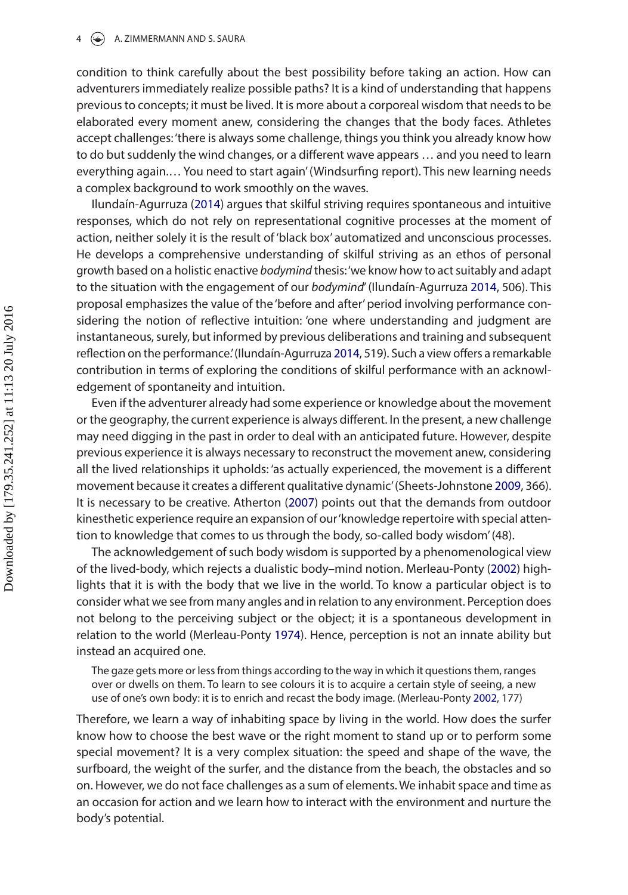condition to think carefully about the best possibility before taking an action. How can adventurers immediately realize possible paths? It is a kind of understanding that happens previous to concepts; it must be lived. It is more about a corporeal wisdom that needs to be elaborated every moment anew, considering the changes that the body faces. Athletes accept challenges: 'there is always some challenge, things you think you already know how to do but suddenly the wind changes, or a different wave appears … and you need to learn everything again.… You need to start again' (Windsurfing report). This new learning needs a complex background to work smoothly on the waves.

Ilundaín-Agurruza (2014) argues that skilful striving requires spontaneous and intuitive responses, which do not rely on representational cognitive processes at the moment of action, neither solely it is the result of 'black box' automatized and unconscious processes. He develops a comprehensive understanding of skilful striving as an ethos of personal growth based on a holistic enactive *bodymind* thesis: 'we know how to act suitably and adapt to the situation with the engagement of our *bodymind*' (Ilundaín-Agurruza 2014, 506). This proposal emphasizes the value of the 'before and after' period involving performance considering the notion of reflective intuition: 'one where understanding and judgment are instantaneous, surely, but informed by previous deliberations and training and subsequent reflection on the performance.' (Ilundaín-Agurruza 2014, 519). Such a view offers a remarkable contribution in terms of exploring the conditions of skilful performance with an acknowledgement of spontaneity and intuition.

Even if the adventurer already had some experience or knowledge about the movement or the geography, the current experience is always different. In the present, a new challenge may need digging in the past in order to deal with an anticipated future. However, despite previous experience it is always necessary to reconstruct the movement anew, considering all the lived relationships it upholds: 'as actually experienced, the movement is a different movement because it creates a different qualitative dynamic' (Sheets-Johnstone 2009, 366). It is necessary to be creative. Atherton (2007) points out that the demands from outdoor kinesthetic experience require an expansion of our 'knowledge repertoire with special attention to knowledge that comes to us through the body, so-called body wisdom' (48).

The acknowledgement of such body wisdom is supported by a phenomenological view of the lived-body, which rejects a dualistic body–mind notion. Merleau-Ponty (2002) highlights that it is with the body that we live in the world. To know a particular object is to consider what we see from many angles and in relation to any environment. Perception does not belong to the perceiving subject or the object; it is a spontaneous development in relation to the world (Merleau-Ponty 1974). Hence, perception is not an innate ability but instead an acquired one.

> The gaze gets more or less from things according to the way in which it questions them, ranges over or dwells on them. To learn to see colours it is to acquire a certain style of seeing, a new use of one's own body: it is to enrich and recast the body image. (Merleau-Ponty 2002, 177)

Therefore, we learn a way of inhabiting space by living in the world. How does the surfer know how to choose the best wave or the right moment to stand up or to perform some special movement? It is a very complex situation: the speed and shape of the wave, the surfboard, the weight of the surfer, and the distance from the beach, the obstacles and so on. However, we do not face challenges as a sum of elements. We inhabit space and time as an occasion for action and we learn how to interact with the environment and nurture the body's potential.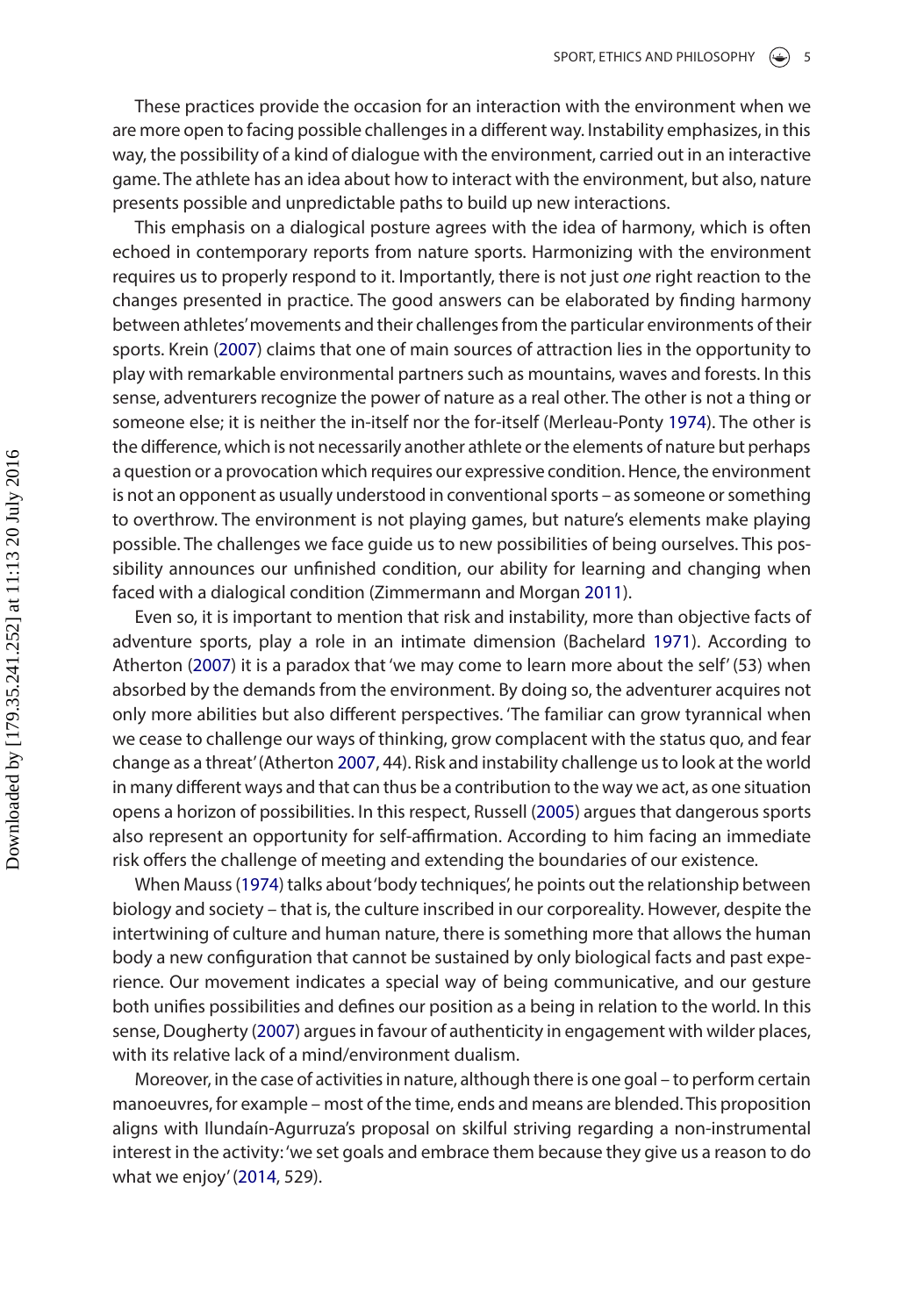These practices provide the occasion for an interaction with the environment when we are more open to facing possible challenges in a different way. Instability emphasizes, in this way, the possibility of a kind of dialogue with the environment, carried out in an interactive game. The athlete has an idea about how to interact with the environment, but also, nature presents possible and unpredictable paths to build up new interactions.

This emphasis on a dialogical posture agrees with the idea of harmony, which is often echoed in contemporary reports from nature sports. Harmonizing with the environment requires us to properly respond to it. Importantly, there is not just *one* right reaction to the changes presented in practice. The good answers can be elaborated by finding harmony between athletes' movements and their challenges from the particular environments of their sports. Krein (2007) claims that one of main sources of attraction lies in the opportunity to play with remarkable environmental partners such as mountains, waves and forests. In this sense, adventurers recognize the power of nature as a real other. The other is not a thing or someone else; it is neither the in-itself nor the for-itself (Merleau-Ponty 1974). The other is the difference, which is not necessarily another athlete or the elements of nature but perhaps a question or a provocation which requires our expressive condition. Hence, the environment is not an opponent as usually understood in conventional sports – as someone or something to overthrow. The environment is not playing games, but nature's elements make playing possible. The challenges we face guide us to new possibilities of being ourselves. This possibility announces our unfinished condition, our ability for learning and changing when faced with a dialogical condition (Zimmermann and Morgan 2011).

Even so, it is important to mention that risk and instability, more than objective facts of adventure sports, play a role in an intimate dimension (Bachelard 1971). According to Atherton (2007) it is a paradox that 'we may come to learn more about the self' (53) when absorbed by the demands from the environment. By doing so, the adventurer acquires not only more abilities but also different perspectives. 'The familiar can grow tyrannical when we cease to challenge our ways of thinking, grow complacent with the status quo, and fear change as a threat' (Atherton 2007, 44). Risk and instability challenge us to look at the world in many different ways and that can thus be a contribution to the way we act, as one situation opens a horizon of possibilities. In this respect, Russell (2005) argues that dangerous sports also represent an opportunity for self-affirmation. According to him facing an immediate risk offers the challenge of meeting and extending the boundaries of our existence.

When Mauss (1974) talks about 'body techniques', he points out the relationship between biology and society – that is, the culture inscribed in our corporeality. However, despite the intertwining of culture and human nature, there is something more that allows the human body a new configuration that cannot be sustained by only biological facts and past experience. Our movement indicates a special way of being communicative, and our gesture both unifies possibilities and defines our position as a being in relation to the world. In this sense, Dougherty (2007) argues in favour of authenticity in engagement with wilder places, with its relative lack of a mind/environment dualism.

Moreover, in the case of activities in nature, although there is one goal – to perform certain manoeuvres, for example – most of the time, ends and means are blended. This proposition aligns with Ilundaín-Agurruza's proposal on skilful striving regarding a non-instrumental interest in the activity: 'we set goals and embrace them because they give us a reason to do what we enjoy' (2014, 529).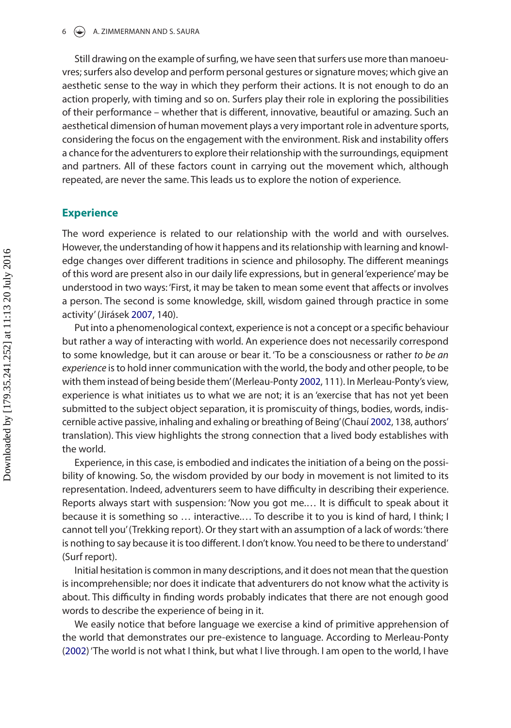Still drawing on the example of surfing, we have seen that surfers use more than manoeuvres; surfers also develop and perform personal gestures or signature moves; which give an aesthetic sense to the way in which they perform their actions. It is not enough to do an action properly, with timing and so on. Surfers play their role in exploring the possibilities of their performance – whether that is different, innovative, beautiful or amazing. Such an aesthetical dimension of human movement plays a very important role in adventure sports, considering the focus on the engagement with the environment. Risk and instability offers a chance for the adventurers to explore their relationship with the surroundings, equipment and partners. All of these factors count in carrying out the movement which, although repeated, are never the same. This leads us to explore the notion of experience.

## Experience

The word experience is related to our relationship with the world and with ourselves. However, the understanding of how it happens and its relationship with learning and knowledge changes over different traditions in science and philosophy. The different meanings of this word are present also in our daily life expressions, but in general 'experience' may be understood in two ways: 'First, it may be taken to mean some event that affects or involves a person. The second is some knowledge, skill, wisdom gained through practice in some activity' (Jirásek 2007, 140).

Put into a phenomenological context, experience is not a concept or a specific behaviour but rather a way of interacting with world. An experience does not necessarily correspond to some knowledge, but it can arouse or bear it. 'To be a consciousness or rather *to be an experience* is to hold inner communication with the world, the body and other people, to be with them instead of being beside them' (Merleau-Ponty 2002, 111). In Merleau-Ponty's view, experience is what initiates us to what we are not; it is an 'exercise that has not yet been submitted to the subject object separation, it is promiscuity of things, bodies, words, indiscernible active passive, inhaling and exhaling or breathing of Being' (Chauí 2002, 138, authors' translation). This view highlights the strong connection that a lived body establishes with the world.

Experience, in this case, is embodied and indicates the initiation of a being on the possibility of knowing. So, the wisdom provided by our body in movement is not limited to its representation. Indeed, adventurers seem to have difficulty in describing their experience. Reports always start with suspension: 'Now you got me.… It is difficult to speak about it because it is something so … interactive.… To describe it to you is kind of hard, I think; I cannot tell you' (Trekking report). Or they start with an assumption of a lack of words: 'there is nothing to say because it is too different. I don't know. You need to be there to understand' (Surf report).

Initial hesitation is common in many descriptions, and it does not mean that the question is incomprehensible; nor does it indicate that adventurers do not know what the activity is about. This difficulty in finding words probably indicates that there are not enough good words to describe the experience of being in it.

We easily notice that before language we exercise a kind of primitive apprehension of the world that demonstrates our pre-existence to language. According to Merleau-Ponty (2002) 'The world is not what I think, but what I live through. I am open to the world, I have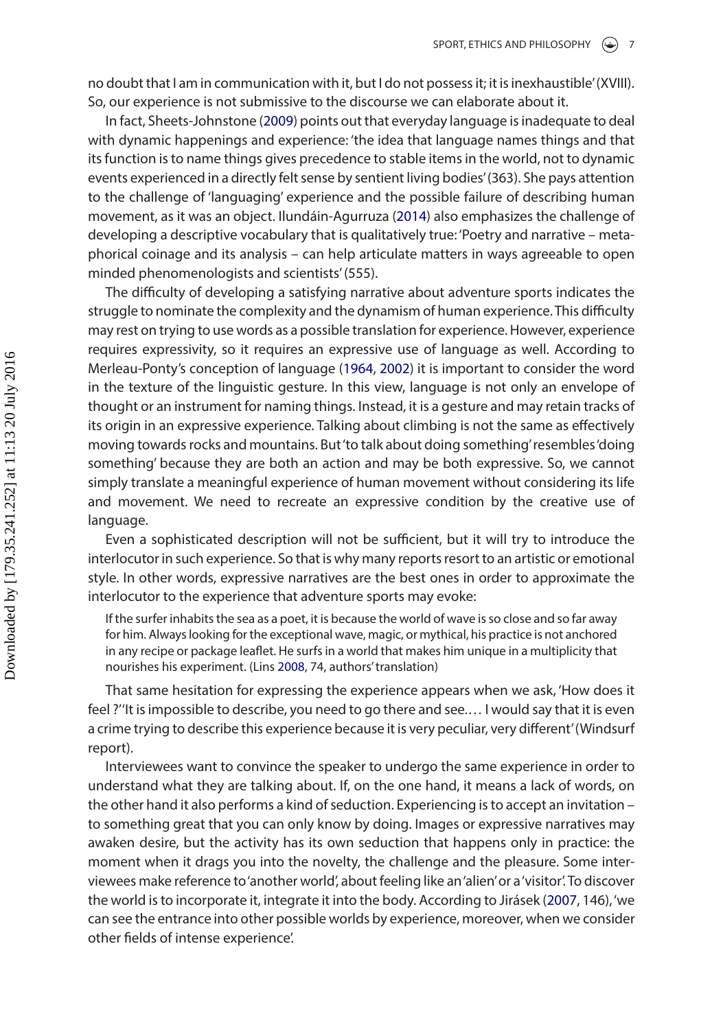no doubt that I am in communication with it, but I do not possess it; it is inexhaustible' (XVIII). So, our experience is not submissive to the discourse we can elaborate about it.

In fact, Sheets-Johnstone (2009) points out that everyday language is inadequate to deal with dynamic happenings and experience: 'the idea that language names things and that its function is to name things gives precedence to stable items in the world, not to dynamic events experienced in a directly felt sense by sentient living bodies' (363). She pays attention to the challenge of 'languaging' experience and the possible failure of describing human movement, as it was an object. Ilundáin-Agurruza (2014) also emphasizes the challenge of developing a descriptive vocabulary that is qualitatively true: 'Poetry and narrative – metaphorical coinage and its analysis – can help articulate matters in ways agreeable to open minded phenomenologists and scientists' (555).

The difficulty of developing a satisfying narrative about adventure sports indicates the struggle to nominate the complexity and the dynamism of human experience. This difficulty may rest on trying to use words as a possible translation for experience. However, experience requires expressivity, so it requires an expressive use of language as well. According to Merleau-Ponty's conception of language (1964, 2002) it is important to consider the word in the texture of the linguistic gesture. In this view, language is not only an envelope of thought or an instrument for naming things. Instead, it is a gesture and may retain tracks of its origin in an expressive experience. Talking about climbing is not the same as effectively moving towards rocks and mountains. But 'to talk about doing something' resembles 'doing something' because they are both an action and may be both expressive. So, we cannot simply translate a meaningful experience of human movement without considering its life and movement. We need to recreate an expressive condition by the creative use of language.

Even a sophisticated description will not be sufficient, but it will try to introduce the interlocutor in such experience. So that is why many reports resort to an artistic or emotional style. In other words, expressive narratives are the best ones in order to approximate the interlocutor to the experience that adventure sports may evoke:

> If the surfer inhabits the sea as a poet, it is because the world of wave is so close and so far away for him. Always looking for the exceptional wave, magic, or mythical, his practice is not anchored in any recipe or package leaflet. He surfs in a world that makes him unique in a multiplicity that nourishes his experiment. (Lins 2008, 74, authors' translation)

That same hesitation for expressing the experience appears when we ask, 'How does it feel ?' 'It is impossible to describe, you need to go there and see.… I would say that it is even a crime trying to describe this experience because it is very peculiar, very different' (Windsurf report).

Interviewees want to convince the speaker to undergo the same experience in order to understand what they are talking about. If, on the one hand, it means a lack of words, on the other hand it also performs a kind of seduction. Experiencing is to accept an invitation – to something great that you can only know by doing. Images or expressive narratives may awaken desire, but the activity has its own seduction that happens only in practice: the moment when it drags you into the novelty, the challenge and the pleasure. Some interviewees make reference to 'another world', about feeling like an 'alien' or a 'visitor'. To discover the world is to incorporate it, integrate it into the body. According to Jirásek (2007, 146), 'we can see the entrance into other possible worlds by experience, moreover, when we consider other fields of intense experience'.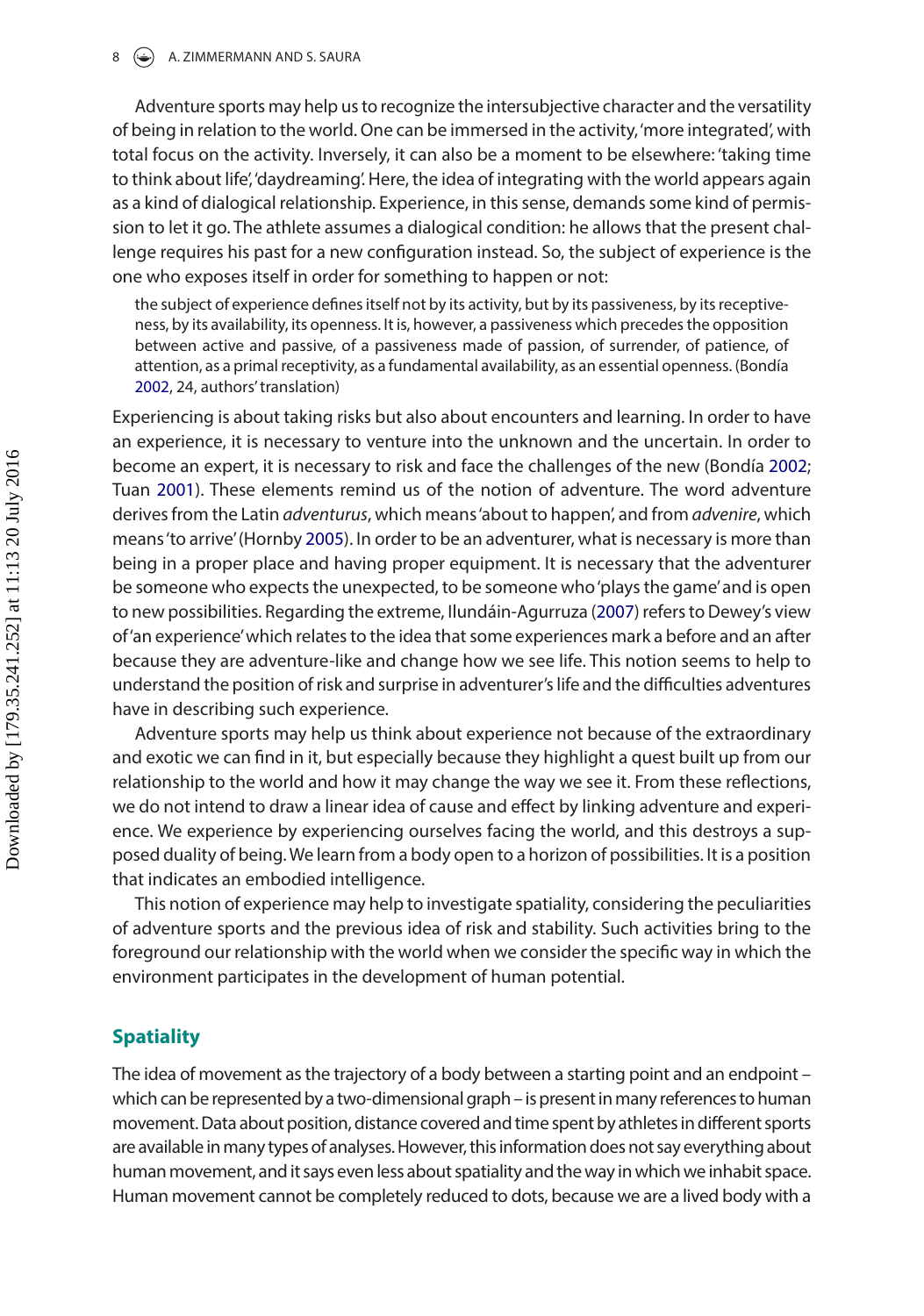Adventure sports may help us to recognize the intersubjective character and the versatility of being in relation to the world. One can be immersed in the activity, 'more integrated', with total focus on the activity. Inversely, it can also be a moment to be elsewhere: 'taking time to think about life', 'daydreaming'. Here, the idea of integrating with the world appears again as a kind of dialogical relationship. Experience, in this sense, demands some kind of permission to let it go. The athlete assumes a dialogical condition: he allows that the present challenge requires his past for a new configuration instead. So, the subject of experience is the one who exposes itself in order for something to happen or not:

> the subject of experience defines itself not by its activity, but by its passiveness, by its receptiveness, by its availability, its openness. It is, however, a passiveness which precedes the opposition between active and passive, of a passiveness made of passion, of surrender, of patience, of attention, as a primal receptivity, as a fundamental availability, as an essential openness. (Bondía 2002, 24, authors' translation)

Experiencing is about taking risks but also about encounters and learning. In order to have an experience, it is necessary to venture into the unknown and the uncertain. In order to become an expert, it is necessary to risk and face the challenges of the new (Bondía 2002; Tuan 2001). These elements remind us of the notion of adventure. The word adventure derives from the Latin *adventurus*, which means 'about to happen', and from *advenire*, which means 'to arrive' (Hornby 2005). In order to be an adventurer, what is necessary is more than being in a proper place and having proper equipment. It is necessary that the adventurer be someone who expects the unexpected, to be someone who 'plays the game' and is open to new possibilities. Regarding the extreme, Ilundáin-Agurruza (2007) refers to Dewey's view of 'an experience' which relates to the idea that some experiences mark a before and an after because they are adventure-like and change how we see life. This notion seems to help to understand the position of risk and surprise in adventurer's life and the difficulties adventures have in describing such experience.

Adventure sports may help us think about experience not because of the extraordinary and exotic we can find in it, but especially because they highlight a quest built up from our relationship to the world and how it may change the way we see it. From these reflections, we do not intend to draw a linear idea of cause and effect by linking adventure and experience. We experience by experiencing ourselves facing the world, and this destroys a supposed duality of being. We learn from a body open to a horizon of possibilities. It is a position that indicates an embodied intelligence.

This notion of experience may help to investigate spatiality, considering the peculiarities of adventure sports and the previous idea of risk and stability. Such activities bring to the foreground our relationship with the world when we consider the specific way in which the environment participates in the development of human potential.

## Spatiality

The idea of movement as the trajectory of a body between a starting point and an endpoint – which can be represented by a two-dimensional graph – is present in many references to human movement. Data about position, distance covered and time spent by athletes in different sports are available in many types of analyses. However, this information does not say everything about human movement, and it says even less about spatiality and the way in which we inhabit space. Human movement cannot be completely reduced to dots, because we are a lived body with a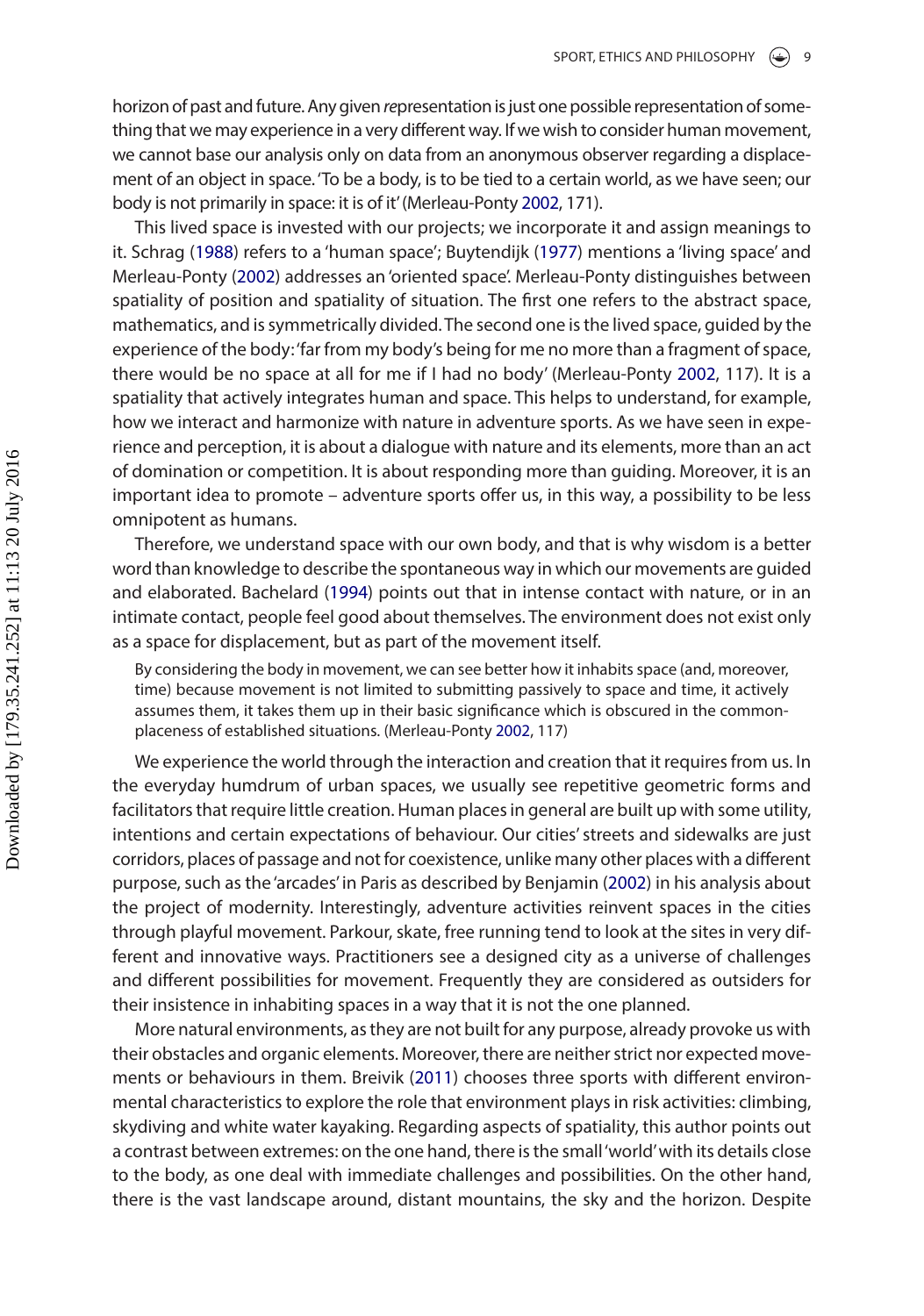horizon of past and future. Any given *re*presentation is just one possible representation of something that we may experience in a very different way. If we wish to consider human movement, we cannot base our analysis only on data from an anonymous observer regarding a displacement of an object in space. 'To be a body, is to be tied to a certain world, as we have seen; our body is not primarily in space: it is of it' (Merleau-Ponty 2002, 171).

This lived space is invested with our projects; we incorporate it and assign meanings to it. Schrag (1988) refers to a 'human space'; Buytendijk (1977) mentions a 'living space' and Merleau-Ponty (2002) addresses an 'oriented space'. Merleau-Ponty distinguishes between spatiality of position and spatiality of situation. The first one refers to the abstract space, mathematics, and is symmetrically divided. The second one is the lived space, guided by the experience of the body: 'far from my body's being for me no more than a fragment of space, there would be no space at all for me if I had no body' (Merleau-Ponty 2002, 117). It is a spatiality that actively integrates human and space. This helps to understand, for example, how we interact and harmonize with nature in adventure sports. As we have seen in experience and perception, it is about a dialogue with nature and its elements, more than an act of domination or competition. It is about responding more than guiding. Moreover, it is an important idea to promote – adventure sports offer us, in this way, a possibility to be less omnipotent as humans.

Therefore, we understand space with our own body, and that is why wisdom is a better word than knowledge to describe the spontaneous way in which our movements are guided and elaborated. Bachelard (1994) points out that in intense contact with nature, or in an intimate contact, people feel good about themselves. The environment does not exist only as a space for displacement, but as part of the movement itself.

> By considering the body in movement, we can see better how it inhabits space (and, moreover, time) because movement is not limited to submitting passively to space and time, it actively assumes them, it takes them up in their basic significance which is obscured in the commonplaceness of established situations. (Merleau-Ponty 2002, 117)

We experience the world through the interaction and creation that it requires from us. In the everyday humdrum of urban spaces, we usually see repetitive geometric forms and facilitators that require little creation. Human places in general are built up with some utility, intentions and certain expectations of behaviour. Our cities' streets and sidewalks are just corridors, places of passage and not for coexistence, unlike many other places with a different purpose, such as the 'arcades' in Paris as described by Benjamin (2002) in his analysis about the project of modernity. Interestingly, adventure activities reinvent spaces in the cities through playful movement. Parkour, skate, free running tend to look at the sites in very different and innovative ways. Practitioners see a designed city as a universe of challenges and different possibilities for movement. Frequently they are considered as outsiders for their insistence in inhabiting spaces in a way that it is not the one planned.

More natural environments, as they are not built for any purpose, already provoke us with their obstacles and organic elements. Moreover, there are neither strict nor expected movements or behaviours in them. Breivik (2011) chooses three sports with different environmental characteristics to explore the role that environment plays in risk activities: climbing, skydiving and white water kayaking. Regarding aspects of spatiality, this author points out a contrast between extremes: on the one hand, there is the small 'world' with its details close to the body, as one deal with immediate challenges and possibilities. On the other hand, there is the vast landscape around, distant mountains, the sky and the horizon. Despite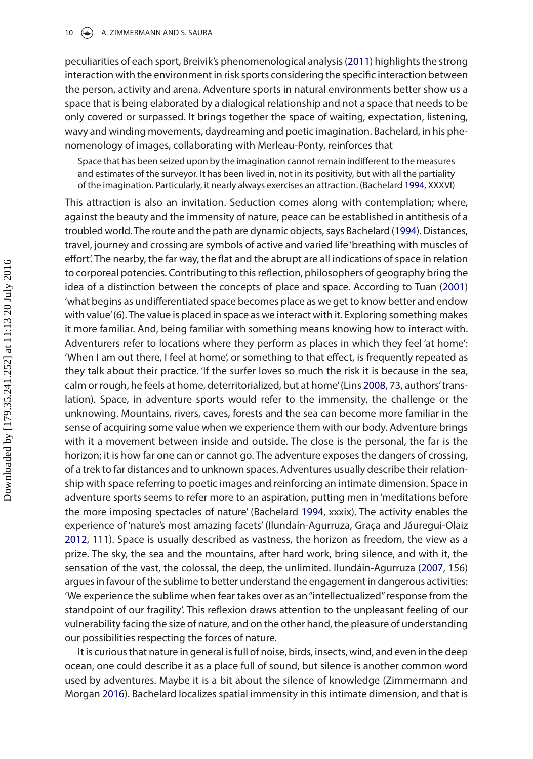peculiarities of each sport, Breivik's phenomenological analysis (2011) highlights the strong interaction with the environment in risk sports considering the specific interaction between the person, activity and arena. Adventure sports in natural environments better show us a space that is being elaborated by a dialogical relationship and not a space that needs to be only covered or surpassed. It brings together the space of waiting, expectation, listening, wavy and winding movements, daydreaming and poetic imagination. Bachelard, in his phenomenology of images, collaborating with Merleau-Ponty, reinforces that

> Space that has been seized upon by the imagination cannot remain indifferent to the measures and estimates of the surveyor. It has been lived in, not in its positivity, but with all the partiality of the imagination. Particularly, it nearly always exercises an attraction. (Bachelard 1994, XXXVI)

This attraction is also an invitation. Seduction comes along with contemplation; where, against the beauty and the immensity of nature, peace can be established in antithesis of a troubled world. The route and the path are dynamic objects, says Bachelard (1994). Distances, travel, journey and crossing are symbols of active and varied life 'breathing with muscles of effort'. The nearby, the far way, the flat and the abrupt are all indications of space in relation to corporeal potencies. Contributing to this reflection, philosophers of geography bring the idea of a distinction between the concepts of place and space. According to Tuan (2001) 'what begins as undifferentiated space becomes place as we get to know better and endow with value' (6). The value is placed in space as we interact with it. Exploring something makes it more familiar. And, being familiar with something means knowing how to interact with. Adventurers refer to locations where they perform as places in which they feel 'at home': 'When I am out there, I feel at home', or something to that effect, is frequently repeated as they talk about their practice. 'If the surfer loves so much the risk it is because in the sea, calm or rough, he feels at home, deterritorialized, but at home' (Lins 2008, 73, authors' translation). Space, in adventure sports would refer to the immensity, the challenge or the unknowing. Mountains, rivers, caves, forests and the sea can become more familiar in the sense of acquiring some value when we experience them with our body. Adventure brings with it a movement between inside and outside. The close is the personal, the far is the horizon; it is how far one can or cannot go. The adventure exposes the dangers of crossing, of a trek to far distances and to unknown spaces. Adventures usually describe their relationship with space referring to poetic images and reinforcing an intimate dimension. Space in adventure sports seems to refer more to an aspiration, putting men in 'meditations before the more imposing spectacles of nature' (Bachelard 1994, xxxix). The activity enables the experience of 'nature's most amazing facets' (Ilundaín-Agurruza, Graça and Jáuregui-Olaiz 2012, 111). Space is usually described as vastness, the horizon as freedom, the view as a prize. The sky, the sea and the mountains, after hard work, bring silence, and with it, the sensation of the vast, the colossal, the deep, the unlimited. Ilundáin-Agurruza (2007, 156) argues in favour of the sublime to better understand the engagement in dangerous activities: 'We experience the sublime when fear takes over as an "intellectualized" response from the standpoint of our fragility'. This reflexion draws attention to the unpleasant feeling of our vulnerability facing the size of nature, and on the other hand, the pleasure of understanding our possibilities respecting the forces of nature.

It is curious that nature in general is full of noise, birds, insects, wind, and even in the deep ocean, one could describe it as a place full of sound, but silence is another common word used by adventures. Maybe it is a bit about the silence of knowledge (Zimmermann and Morgan 2016). Bachelard localizes spatial immensity in this intimate dimension, and that is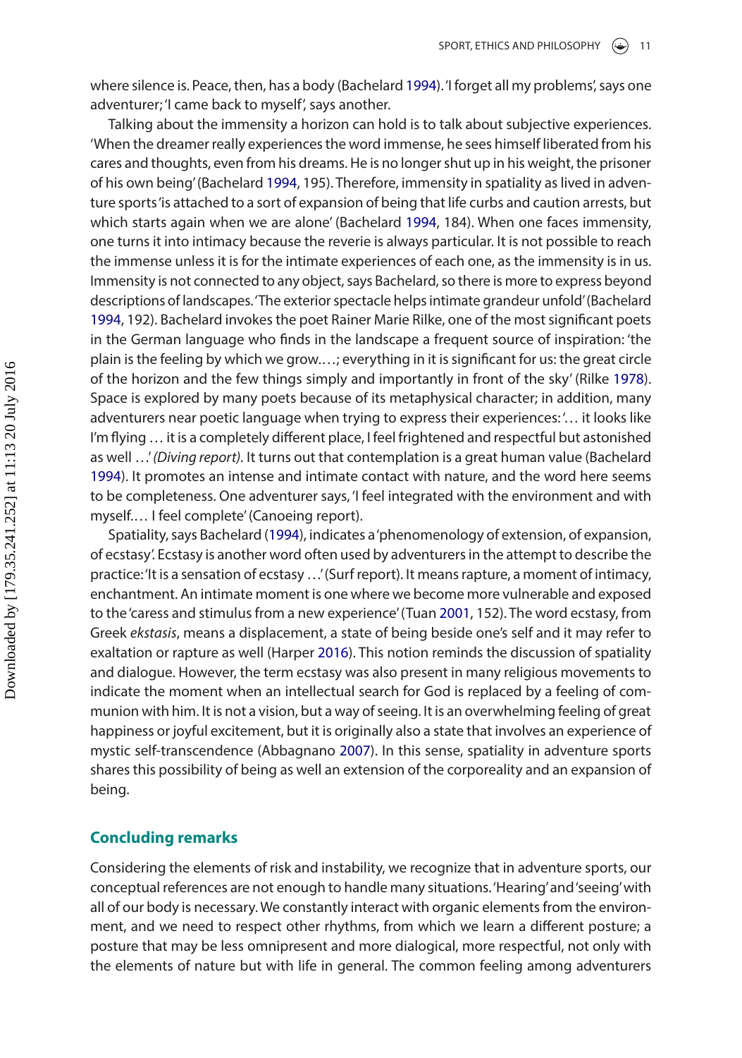where silence is. Peace, then, has a body (Bachelard 1994). 'I forget all my problems', says one adventurer; 'I came back to myself', says another.

Talking about the immensity a horizon can hold is to talk about subjective experiences. 'When the dreamer really experiences the word immense, he sees himself liberated from his cares and thoughts, even from his dreams. He is no longer shut up in his weight, the prisoner of his own being' (Bachelard 1994, 195). Therefore, immensity in spatiality as lived in adventure sports 'is attached to a sort of expansion of being that life curbs and caution arrests, but which starts again when we are alone' (Bachelard 1994, 184). When one faces immensity, one turns it into intimacy because the reverie is always particular. It is not possible to reach the immense unless it is for the intimate experiences of each one, as the immensity is in us. Immensity is not connected to any object, says Bachelard, so there is more to express beyond descriptions of landscapes. 'The exterior spectacle helps intimate grandeur unfold' (Bachelard 1994, 192). Bachelard invokes the poet Rainer Marie Rilke, one of the most significant poets in the German language who finds in the landscape a frequent source of inspiration: 'the plain is the feeling by which we grow.…; everything in it is significant for us: the great circle of the horizon and the few things simply and importantly in front of the sky' (Rilke 1978). Space is explored by many poets because of its metaphysical character; in addition, many adventurers near poetic language when trying to express their experiences: '… it looks like I'm flying … it is a completely different place, I feel frightened and respectful but astonished as well …' *(Diving report)*. It turns out that contemplation is a great human value (Bachelard 1994). It promotes an intense and intimate contact with nature, and the word here seems to be completeness. One adventurer says, 'I feel integrated with the environment and with myself.… I feel complete' (Canoeing report).

Spatiality, says Bachelard (1994), indicates a 'phenomenology of extension, of expansion, of ecstasy'. Ecstasy is another word often used by adventurers in the attempt to describe the practice: 'It is a sensation of ecstasy …' (Surf report). It means rapture, a moment of intimacy, enchantment. An intimate moment is one where we become more vulnerable and exposed to the 'caress and stimulus from a new experience' (Tuan 2001, 152). The word ecstasy, from Greek *ekstasis*, means a displacement, a state of being beside one's self and it may refer to exaltation or rapture as well (Harper 2016). This notion reminds the discussion of spatiality and dialogue. However, the term ecstasy was also present in many religious movements to indicate the moment when an intellectual search for God is replaced by a feeling of communion with him. It is not a vision, but a way of seeing. It is an overwhelming feeling of great happiness or joyful excitement, but it is originally also a state that involves an experience of mystic self-transcendence (Abbagnano 2007). In this sense, spatiality in adventure sports shares this possibility of being as well an extension of the corporeality and an expansion of being.

## Concluding remarks

Considering the elements of risk and instability, we recognize that in adventure sports, our conceptual references are not enough to handle many situations. 'Hearing' and 'seeing' with all of our body is necessary. We constantly interact with organic elements from the environment, and we need to respect other rhythms, from which we learn a different posture; a posture that may be less omnipresent and more dialogical, more respectful, not only with the elements of nature but with life in general. The common feeling among adventurers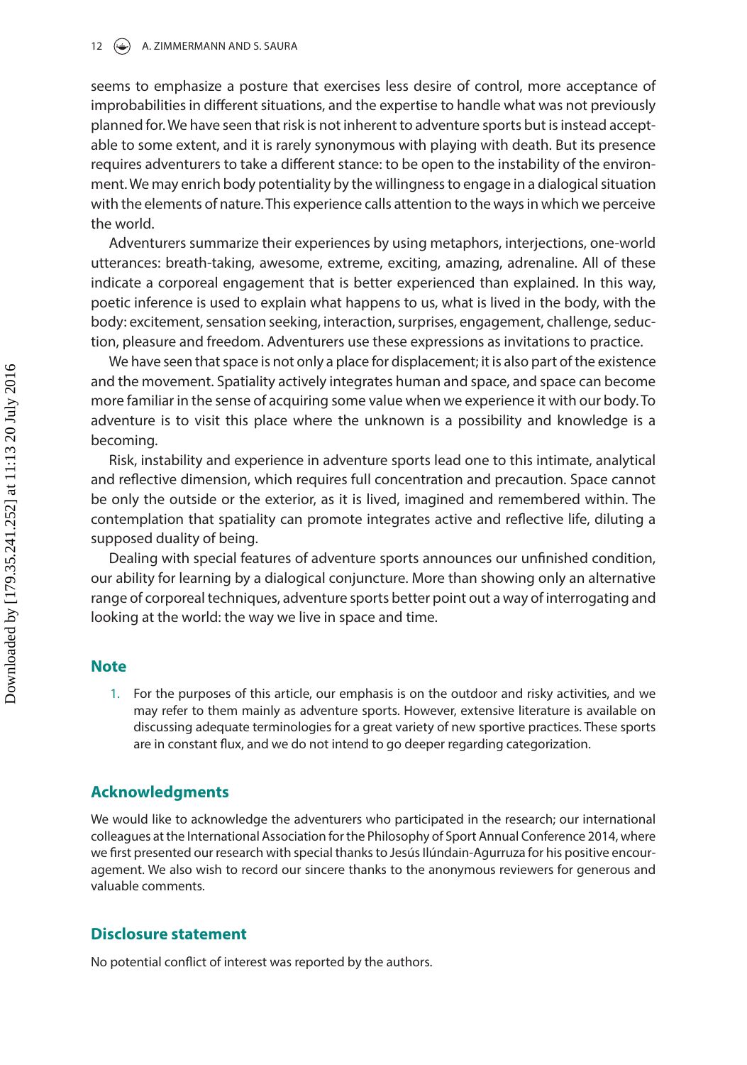seems to emphasize a posture that exercises less desire of control, more acceptance of improbabilities in different situations, and the expertise to handle what was not previously planned for. We have seen that risk is not inherent to adventure sports but is instead acceptable to some extent, and it is rarely synonymous with playing with death. But its presence requires adventurers to take a different stance: to be open to the instability of the environment. We may enrich body potentiality by the willingness to engage in a dialogical situation with the elements of nature. This experience calls attention to the ways in which we perceive the world.

Adventurers summarize their experiences by using metaphors, interjections, one-world utterances: breath-taking, awesome, extreme, exciting, amazing, adrenaline. All of these indicate a corporeal engagement that is better experienced than explained. In this way, poetic inference is used to explain what happens to us, what is lived in the body, with the body: excitement, sensation seeking, interaction, surprises, engagement, challenge, seduction, pleasure and freedom. Adventurers use these expressions as invitations to practice.

We have seen that space is not only a place for displacement; it is also part of the existence and the movement. Spatiality actively integrates human and space, and space can become more familiar in the sense of acquiring some value when we experience it with our body. To adventure is to visit this place where the unknown is a possibility and knowledge is a becoming.

Risk, instability and experience in adventure sports lead one to this intimate, analytical and reflective dimension, which requires full concentration and precaution. Space cannot be only the outside or the exterior, as it is lived, imagined and remembered within. The contemplation that spatiality can promote integrates active and reflective life, diluting a supposed duality of being.

Dealing with special features of adventure sports announces our unfinished condition, our ability for learning by a dialogical conjuncture. More than showing only an alternative range of corporeal techniques, adventure sports better point out a way of interrogating and looking at the world: the way we live in space and time.

## Note

1. For the purposes of this article, our emphasis is on the outdoor and risky activities, and we may refer to them mainly as adventure sports. However, extensive literature is available on discussing adequate terminologies for a great variety of new sportive practices. These sports are in constant flux, and we do not intend to go deeper regarding categorization.

## Acknowledgments

We would like to acknowledge the adventurers who participated in the research; our international colleagues at the International Association for the Philosophy of Sport Annual Conference 2014, where we first presented our research with special thanks to Jesús Ilúndain-Agurruza for his positive encouragement. We also wish to record our sincere thanks to the anonymous reviewers for generous and valuable comments.

## Disclosure statement

No potential conflict of interest was reported by the authors.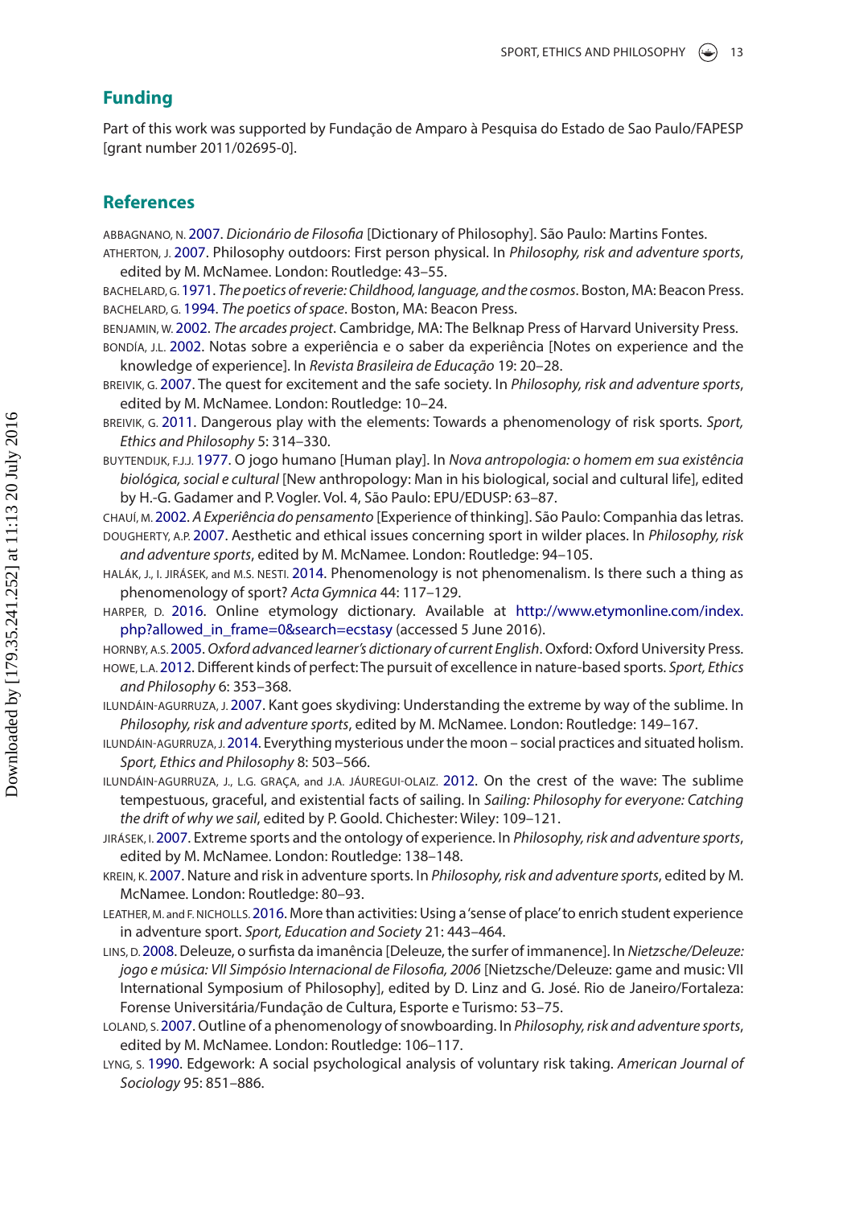## Funding

Part of this work was supported by Fundação de Amparo à Pesquisa do Estado de Sao Paulo/FAPESP [grant number 2011/02695-0].

## References

ABBAGNANO, N. 2007. *Dicionário de Filosofia* [Dictionary of Philosophy]. São Paulo: Martins Fontes.

ATHERTON, J. 2007. Philosophy outdoors: First person physical. In *Philosophy, risk and adventure sports*, edited by M. McNamee. London: Routledge: 43–55.

BACHELARD, G. 1971. *The poetics of reverie: Childhood, language, and the cosmos*. Boston, MA: Beacon Press.

BACHELARD, G. 1994. *The poetics of space*. Boston, MA: Beacon Press.

BENJAMIN, W. 2002. *The arcades project*. Cambridge, MA: The Belknap Press of Harvard University Press.

BONDÍA, J.L. 2002. Notas sobre a experiência e o saber da experiência [Notes on experience and the knowledge of experience]. In *Revista Brasileira de Educação* 19: 20–28.

BREIVIK, G. 2007. The quest for excitement and the safe society. In *Philosophy, risk and adventure sports*, edited by M. McNamee. London: Routledge: 10–24.

BREIVIK, G. 2011. Dangerous play with the elements: Towards a phenomenology of risk sports. *Sport, Ethics and Philosophy* 5: 314–330.

BUYTENDIJK, F.J.J. 1977. O jogo humano [Human play]. In *Nova antropologia: o homem em sua existência biológica, social e cultural* [New anthropology: Man in his biological, social and cultural life], edited by H.-G. Gadamer and P. Vogler. Vol. 4, São Paulo: EPU/EDUSP: 63–87.

CHAUÍ, M. 2002. *A Experiência do pensamento* [Experience of thinking]. São Paulo: Companhia das letras.

DOUGHERTY, A.P. 2007. Aesthetic and ethical issues concerning sport in wilder places. In *Philosophy, risk and adventure sports*, edited by M. McNamee. London: Routledge: 94–105.

HALÁK, J., I. JIRÁSEK, and M.S. NESTI. 2014. Phenomenology is not phenomenalism. Is there such a thing as phenomenology of sport? *Acta Gymnica* 44: 117–129.

HARPER, D. 2016. Online etymology dictionary. Available at http://www.etymonline.com/index.php?allowed_in_frame=0&search=ecstasy (accessed 5 June 2016).

HORNBY, A.S. 2005. *Oxford advanced learner's dictionary of current English*. Oxford: Oxford University Press.

HOWE, L.A. 2012. Different kinds of perfect: The pursuit of excellence in nature-based sports. *Sport, Ethics and Philosophy* 6: 353–368.

ILUNDÁIN-AGURRUZA, J. 2007. Kant goes skydiving: Understanding the extreme by way of the sublime. In *Philosophy, risk and adventure sports*, edited by M. McNamee. London: Routledge: 149–167.

ILUNDÁIN-AGURRUZA, J. 2014. Everything mysterious under the moon – social practices and situated holism. *Sport, Ethics and Philosophy* 8: 503–566.

ILUNDÁIN-AGURRUZA, J., L.G. GRAÇA, and J.A. JÁUREGUI-OLAIZ. 2012. On the crest of the wave: The sublime tempestuous, graceful, and existential facts of sailing. In *Sailing: Philosophy for everyone: Catching the drift of why we sail*, edited by P. Goold. Chichester: Wiley: 109–121.

JIRÁSEK, I. 2007. Extreme sports and the ontology of experience. In *Philosophy, risk and adventure sports*, edited by M. McNamee. London: Routledge: 138–148.

KREIN, K. 2007. Nature and risk in adventure sports. In *Philosophy, risk and adventure sports*, edited by M. McNamee. London: Routledge: 80–93.

LEATHER, M. and F. NICHOLLS. 2016. More than activities: Using a 'sense of place' to enrich student experience in adventure sport. *Sport, Education and Society* 21: 443–464.

LINS, D. 2008. Deleuze, o surfista da imanência [Deleuze, the surfer of immanence]. In *Nietzsche/Deleuze: jogo e música: VII Simpósio Internacional de Filosofia, 2006* [Nietzsche/Deleuze: game and music: VII International Symposium of Philosophy], edited by D. Linz and G. José. Rio de Janeiro/Fortaleza: Forense Universitária/Fundação de Cultura, Esporte e Turismo: 53–75.

LOLAND, S. 2007. Outline of a phenomenology of snowboarding. In *Philosophy, risk and adventure sports*, edited by M. McNamee. London: Routledge: 106–117.

LYNG, S. 1990. Edgework: A social psychological analysis of voluntary risk taking. *American Journal of Sociology* 95: 851–886.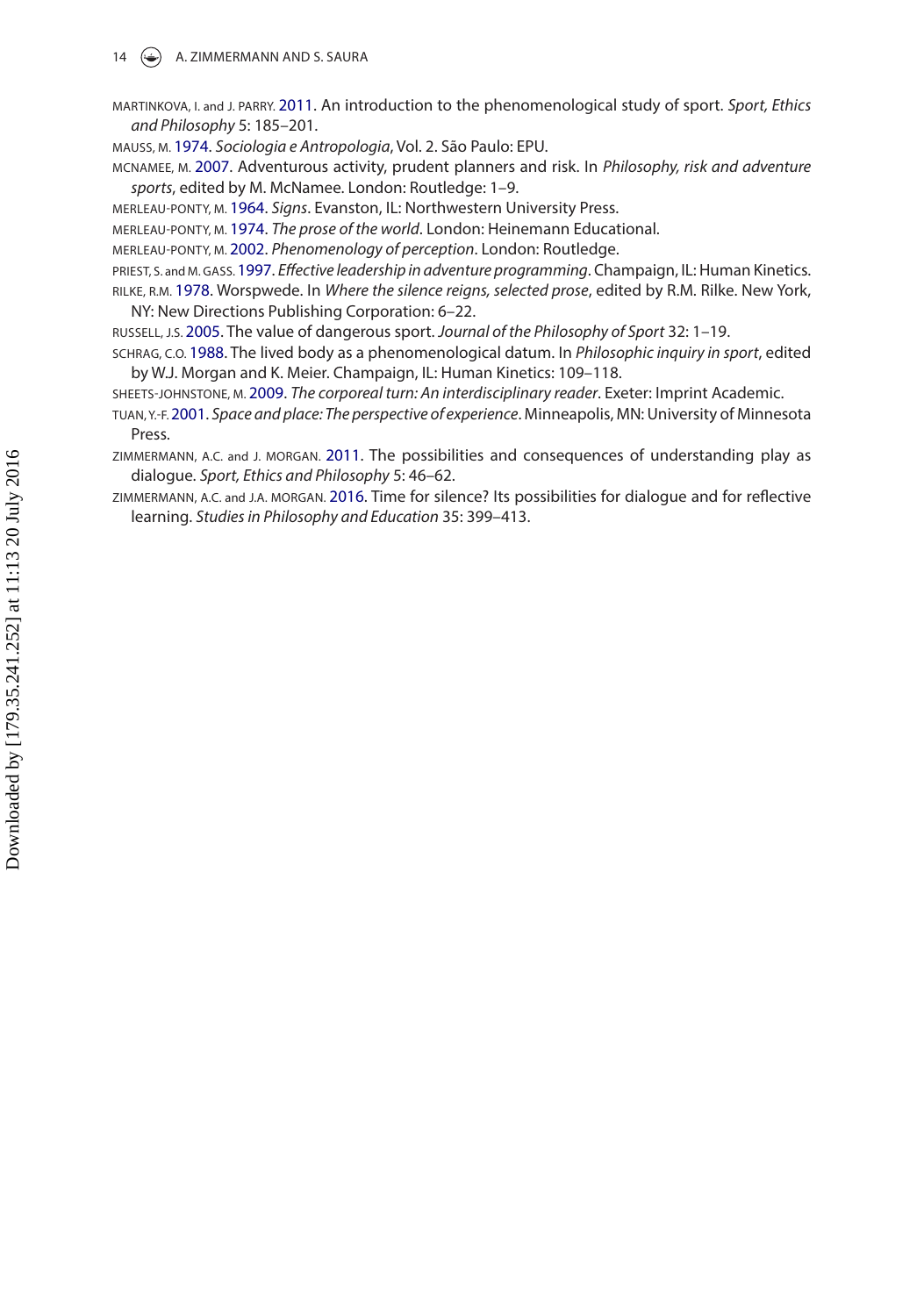MARTINKOVA, I. and J. PARRY. 2011. An introduction to the phenomenological study of sport. *Sport, Ethics and Philosophy* 5: 185–201.

MAUSS, M. 1974. *Sociologia e Antropologia*, Vol. 2. São Paulo: EPU.

MCNAMEE, M. 2007. Adventurous activity, prudent planners and risk. In *Philosophy, risk and adventure sports*, edited by M. McNamee. London: Routledge: 1–9.

MERLEAU-PONTY, M. 1964. *Signs*. Evanston, IL: Northwestern University Press.

MERLEAU-PONTY, M. 1974. *The prose of the world*. London: Heinemann Educational.

MERLEAU-PONTY, M. 2002. *Phenomenology of perception*. London: Routledge.

PRIEST, S. and M. GASS. 1997. *Effective leadership in adventure programming*. Champaign, IL: Human Kinetics.

RILKE, R.M. 1978. Worspwede. In *Where the silence reigns, selected prose*, edited by R.M. Rilke. New York, NY: New Directions Publishing Corporation: 6–22.

RUSSELL, J.S. 2005. The value of dangerous sport. *Journal of the Philosophy of Sport* 32: 1–19.

SCHRAG, C.O. 1988. The lived body as a phenomenological datum. In *Philosophic inquiry in sport*, edited by W.J. Morgan and K. Meier. Champaign, IL: Human Kinetics: 109–118.

SHEETS-JOHNSTONE, M. 2009. *The corporeal turn: An interdisciplinary reader*. Exeter: Imprint Academic.

TUAN, Y.-F. 2001. *Space and place: The perspective of experience*. Minneapolis, MN: University of Minnesota Press.

ZIMMERMANN, A.C. and J. MORGAN. 2011. The possibilities and consequences of understanding play as dialogue. *Sport, Ethics and Philosophy* 5: 46–62.

ZIMMERMANN, A.C. and J.A. MORGAN. 2016. Time for silence? Its possibilities for dialogue and for reflective learning. *Studies in Philosophy and Education* 35: 399–413.